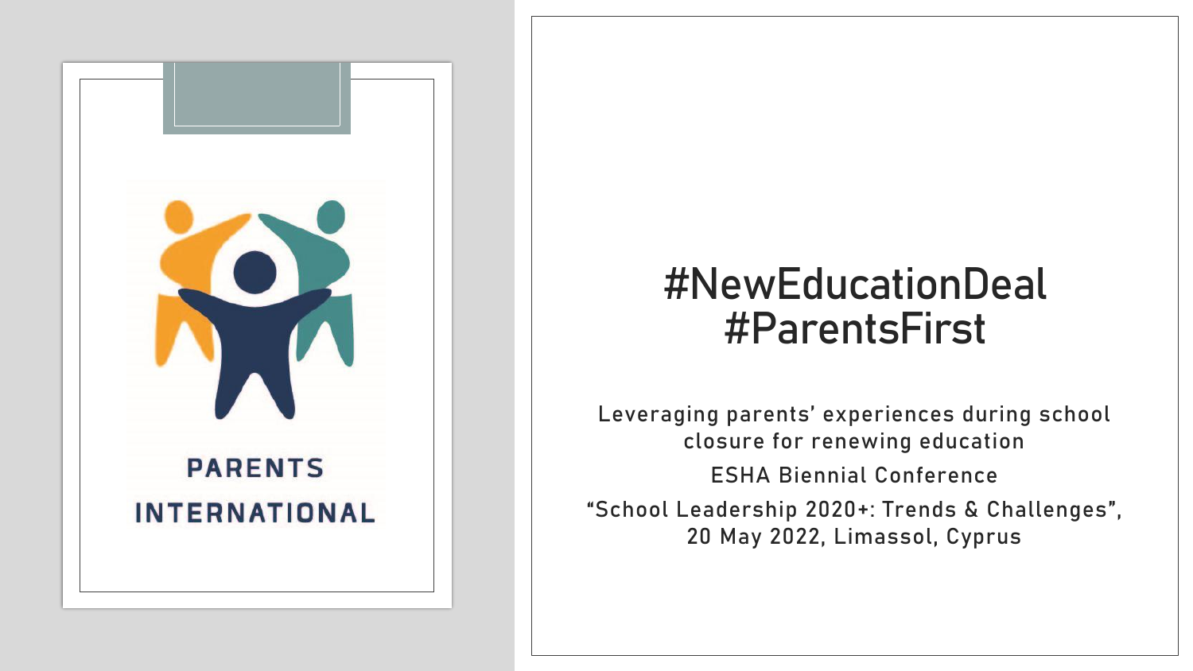PARENTS INTERNATIONAL

# #NewEducationDeal #ParentsFirst

Leveraging parents' experiences during school closure for renewing education

ESHA Biennial Conference

"School Leadership 2020+: Trends & Challenges", 20 May 2022, Limassol, Cyprus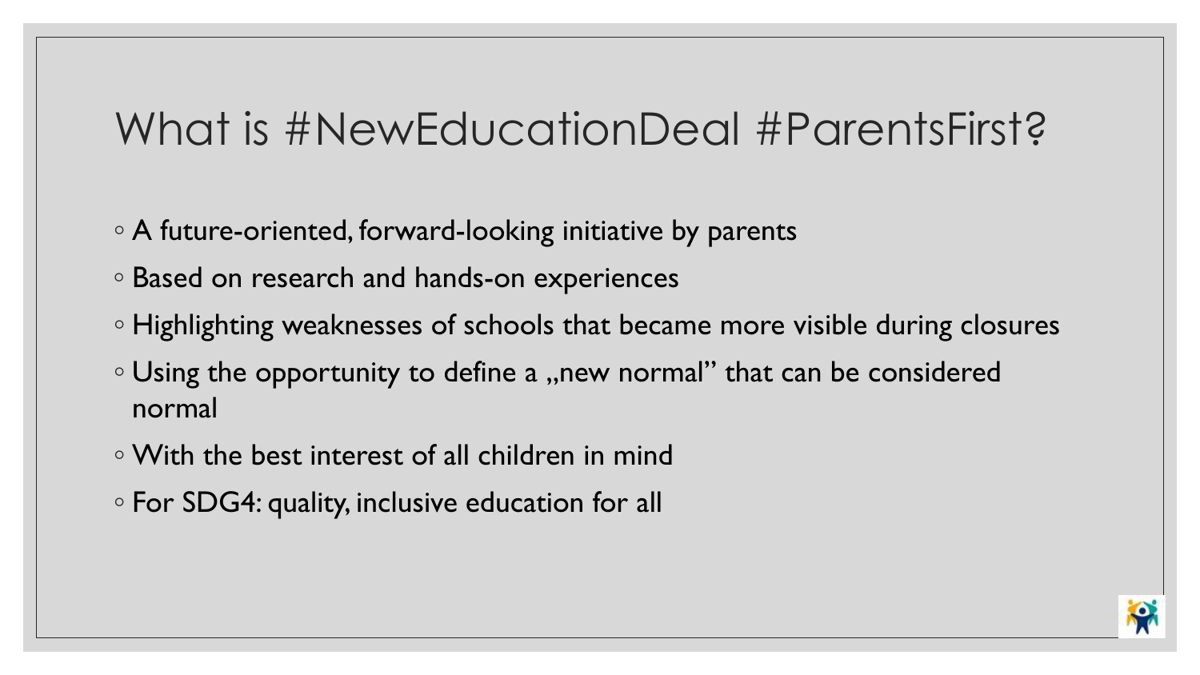# What is #NewEducationDeal #ParentsFirst?

- A future-oriented, forward-looking initiative by parents
- Based on research and hands-on experiences
- Highlighting weaknesses of schools that became more visible during closures
- Using the opportunity to define a „new normal" that can be considered normal
- With the best interest of all children in mind
- For SDG4: quality, inclusive education for all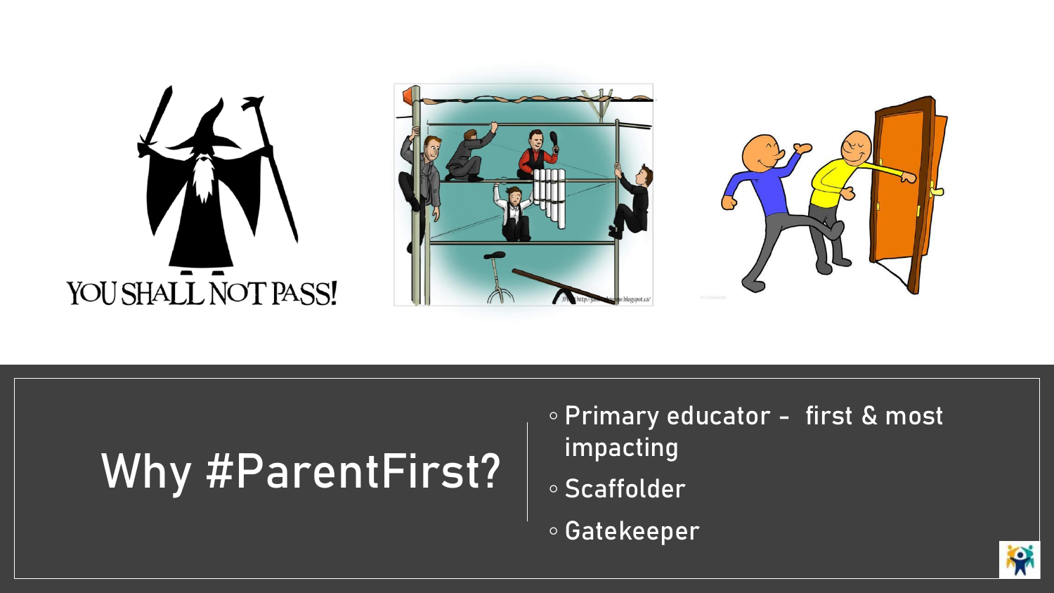# Why #ParentFirst?

- Primary educator - first & most impacting
- Scaffolder
- Gatekeeper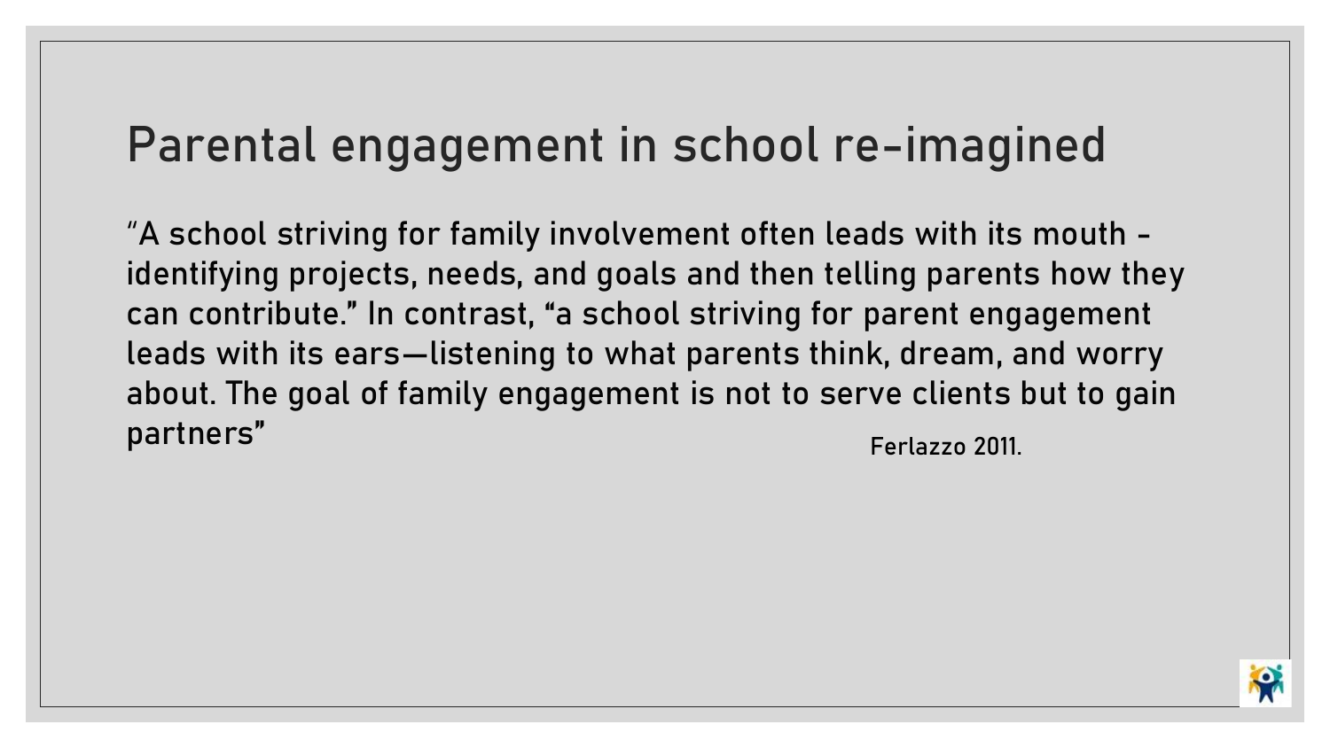# Parental engagement in school re-imagined

"A school striving for family involvement often leads with its mouth - identifying projects, needs, and goals and then telling parents how they can contribute." In contrast, "a school striving for parent engagement leads with its ears—listening to what parents think, dream, and worry about. The goal of family engagement is not to serve clients but to gain partners"

Ferlazzo 2011.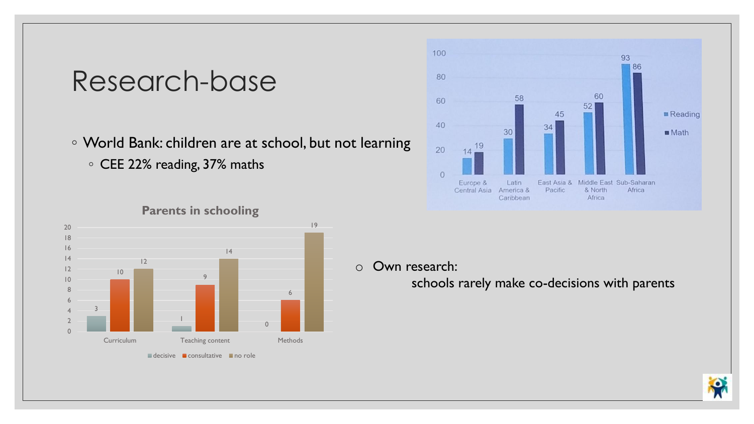# Research-base

- World Bank: children are at school, but not learning
  - CEE 22% reading, 37% maths

| | Europe & Central Asia | Latin America & Caribbean | East Asia & Pacific | Middle East & North Africa | Sub-Saharan Africa |
|---|---|---|---|---|---|
| Reading | 14 | 30 | 34 | 52 | 93 |
| Math | 19 | 58 | 45 | 60 | 86 |

**Parents in schooling**

| | Curriculum | Teaching content | Methods |
|---|---|---|---|
| decisive | 3 | 1 | 0 |
| consultative | 10 | 9 | 6 |
| no role | 12 | 14 | 19 |

- Own research:
  schools rarely make co-decisions with parents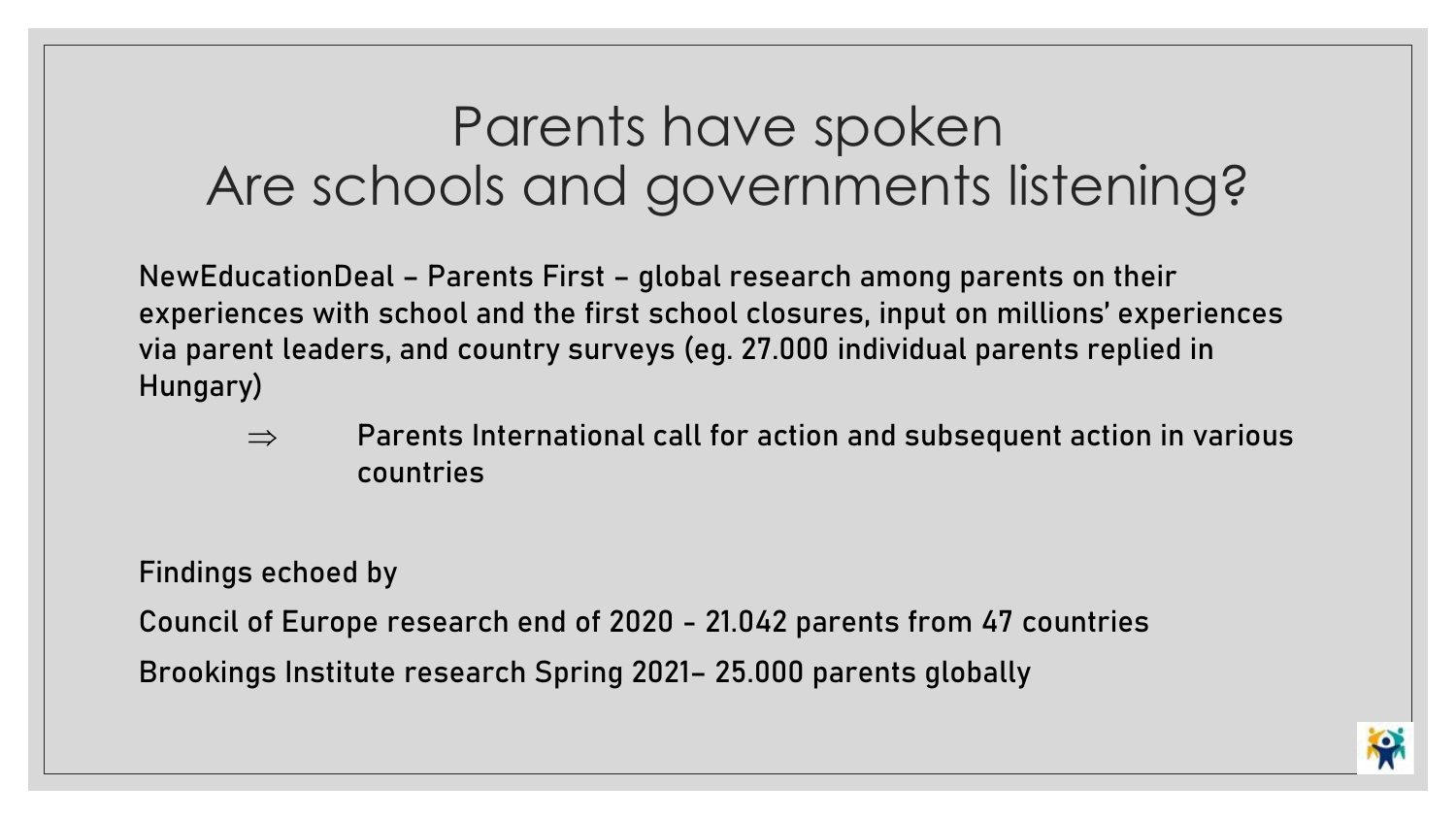# Parents have spoken
# Are schools and governments listening?

NewEducationDeal – Parents First – global research among parents on their experiences with school and the first school closures, input on millions' experiences via parent leaders, and country surveys (eg. 27.000 individual parents replied in Hungary)

⇒ Parents International call for action and subsequent action in various countries

Findings echoed by

Council of Europe research end of 2020 - 21.042 parents from 47 countries

Brookings Institute research Spring 2021– 25.000 parents globally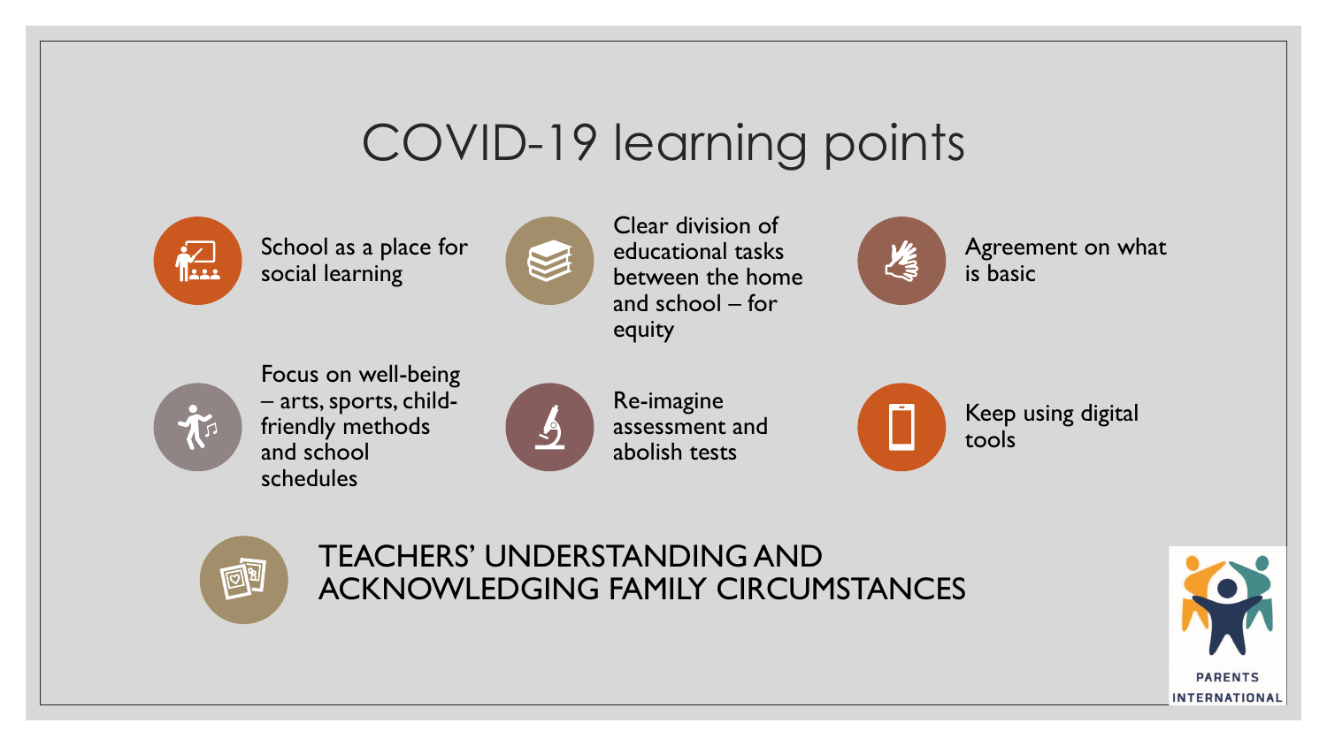# COVID-19 learning points

- School as a place for social learning
- Clear division of educational tasks between the home and school – for equity
- Agreement on what is basic
- Focus on well-being – arts, sports, child-friendly methods and school schedules
- Re-imagine assessment and abolish tests
- Keep using digital tools

TEACHERS' UNDERSTANDING AND ACKNOWLEDGING FAMILY CIRCUMSTANCES

PARENTS INTERNATIONAL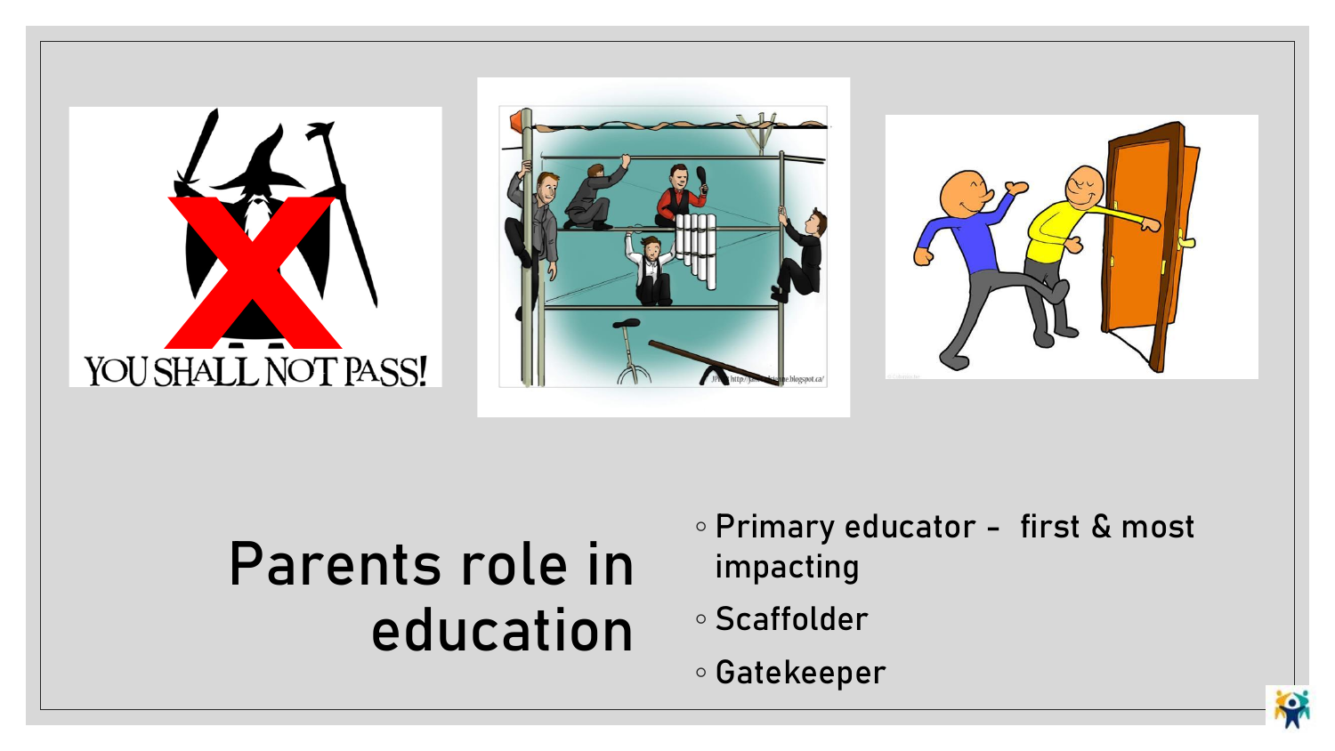# Parents role in education

- Primary educator - first & most impacting
- Scaffolder
- Gatekeeper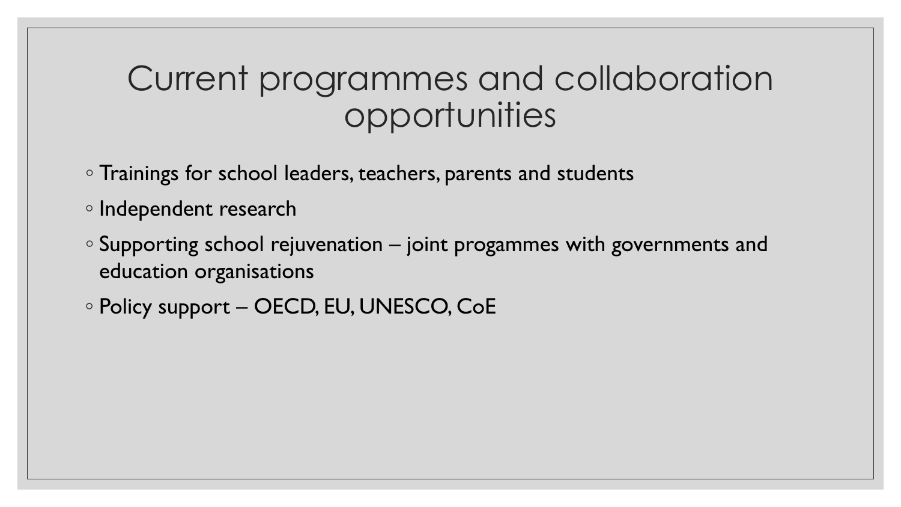# Current programmes and collaboration opportunities

- Trainings for school leaders, teachers, parents and students
- Independent research
- Supporting school rejuvenation – joint progammes with governments and education organisations
- Policy support – OECD, EU, UNESCO, CoE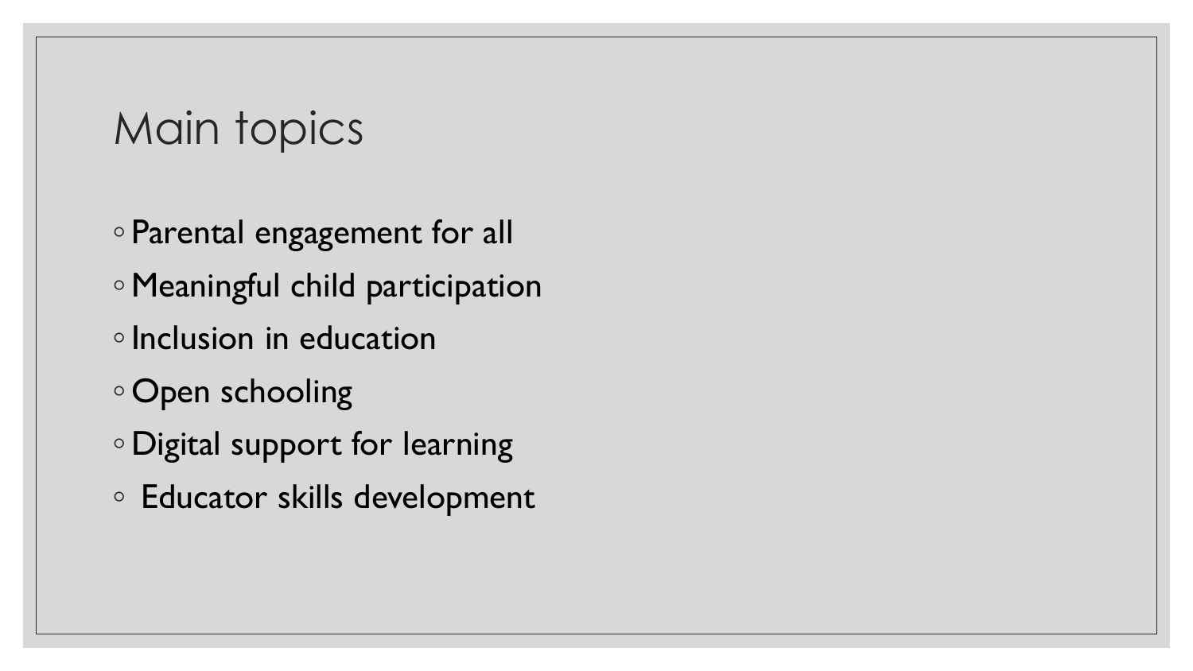# Main topics

- Parental engagement for all
- Meaningful child participation
- Inclusion in education
- Open schooling
- Digital support for learning
- Educator skills development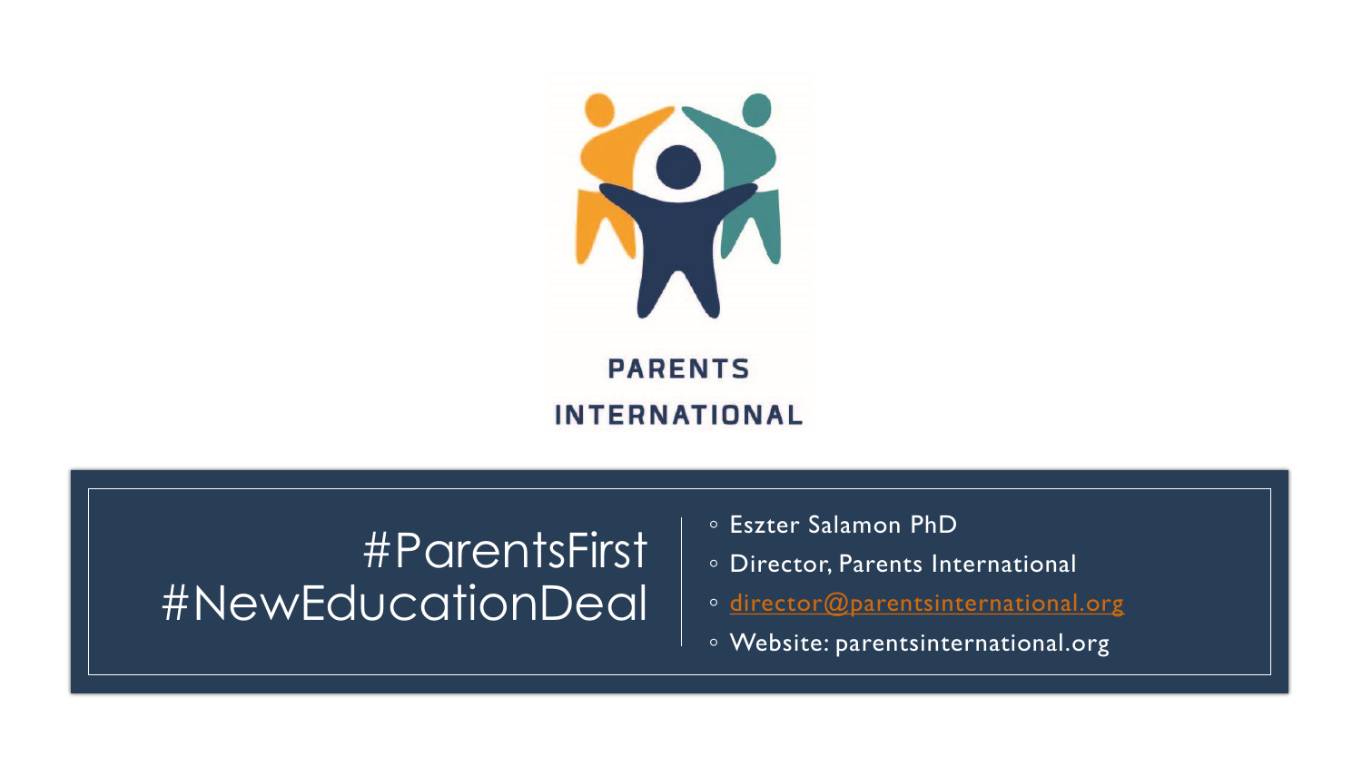PARENTS INTERNATIONAL

#ParentsFirst
#NewEducationDeal

- Eszter Salamon PhD
- Director, Parents International
- director@parentsinternational.org
- Website: parentsinternational.org